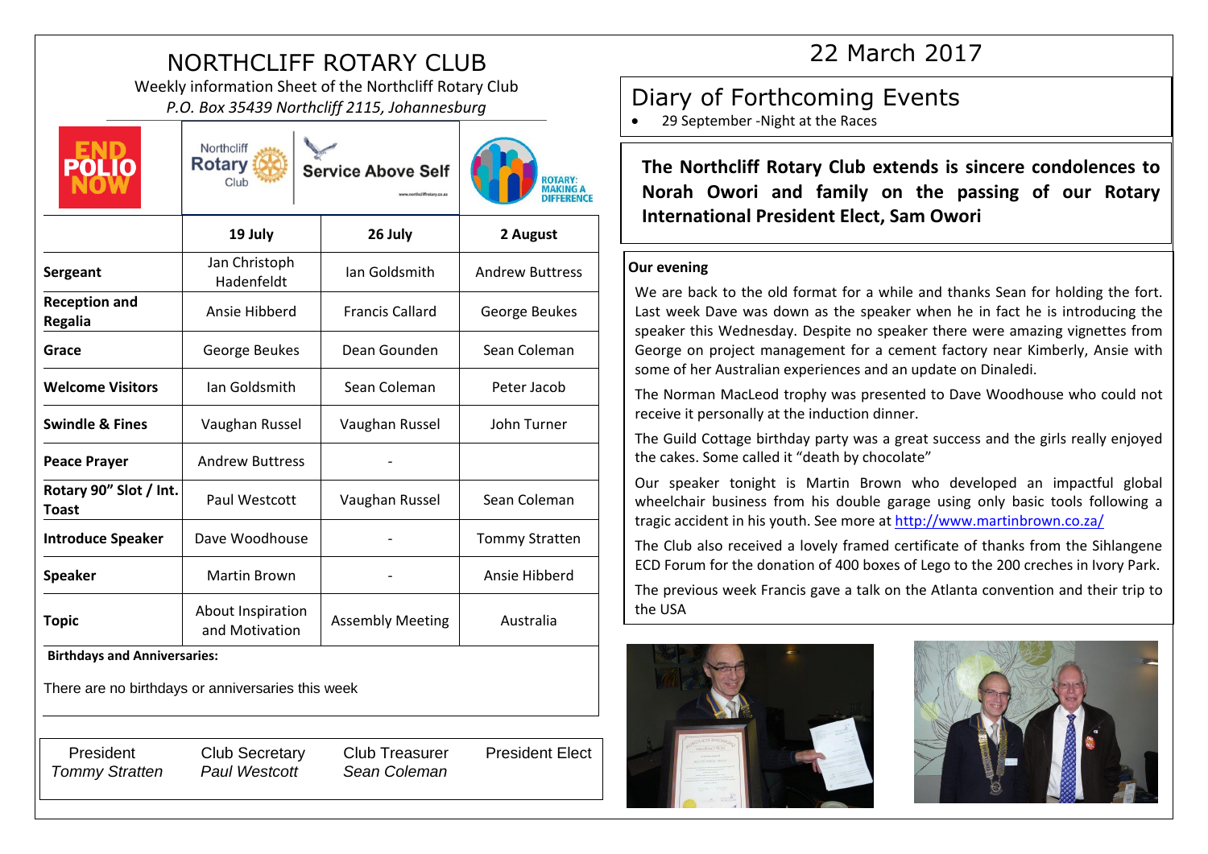# NORTHCLIFF ROTARY CLUB

Weekly information Sheet of the Northcliff Rotary Club

*P.O. Box 35439 Northcliff 2115, Johannesburg*

Northcliff Rotary Club — Service Above Self

| | 19 July | 26 July | 2 August |
|---|---|---|---|
| **Sergeant** | Jan Christoph Hadenfeldt | Ian Goldsmith | Andrew Buttress |
| **Reception and Regalia** | Ansie Hibberd | Francis Callard | George Beukes |
| **Grace** | George Beukes | Dean Gounden | Sean Coleman |
| **Welcome Visitors** | Ian Goldsmith | Sean Coleman | Peter Jacob |
| **Swindle & Fines** | Vaughan Russel | Vaughan Russel | John Turner |
| **Peace Prayer** | Andrew Buttress | - | |
| **Rotary 90" Slot / Int. Toast** | Paul Westcott | Vaughan Russel | Sean Coleman |
| **Introduce Speaker** | Dave Woodhouse | - | Tommy Stratten |
| **Speaker** | Martin Brown | - | Ansie Hibberd |
| **Topic** | About Inspiration and Motivation | Assembly Meeting | Australia |

**Birthdays and Anniversaries:**

There are no birthdays or anniversaries this week

| President | Club Secretary | Club Treasurer | President Elect |
|---|---|---|---|
| *Tommy Stratten* | *Paul Westcott* | *Sean Coleman* | |

22 March 2017

## Diary of Forthcoming Events

- 29 September -Night at the Races

**The Northcliff Rotary Club extends is sincere condolences to Norah Owori and family on the passing of our Rotary International President Elect, Sam Owori**

**Our evening**

We are back to the old format for a while and thanks Sean for holding the fort. Last week Dave was down as the speaker when he in fact he is introducing the speaker this Wednesday. Despite no speaker there were amazing vignettes from George on project management for a cement factory near Kimberly, Ansie with some of her Australian experiences and an update on Dinaledi.

The Norman MacLeod trophy was presented to Dave Woodhouse who could not receive it personally at the induction dinner.

The Guild Cottage birthday party was a great success and the girls really enjoyed the cakes. Some called it "death by chocolate"

Our speaker tonight is Martin Brown who developed an impactful global wheelchair business from his double garage using only basic tools following a tragic accident in his youth. See more at [http://www.martinbrown.co.za/](http://www.martinbrown.co.za/)

The Club also received a lovely framed certificate of thanks from the Sihlangene ECD Forum for the donation of 400 boxes of Lego to the 200 creches in Ivory Park.

The previous week Francis gave a talk on the Atlanta convention and their trip to the USA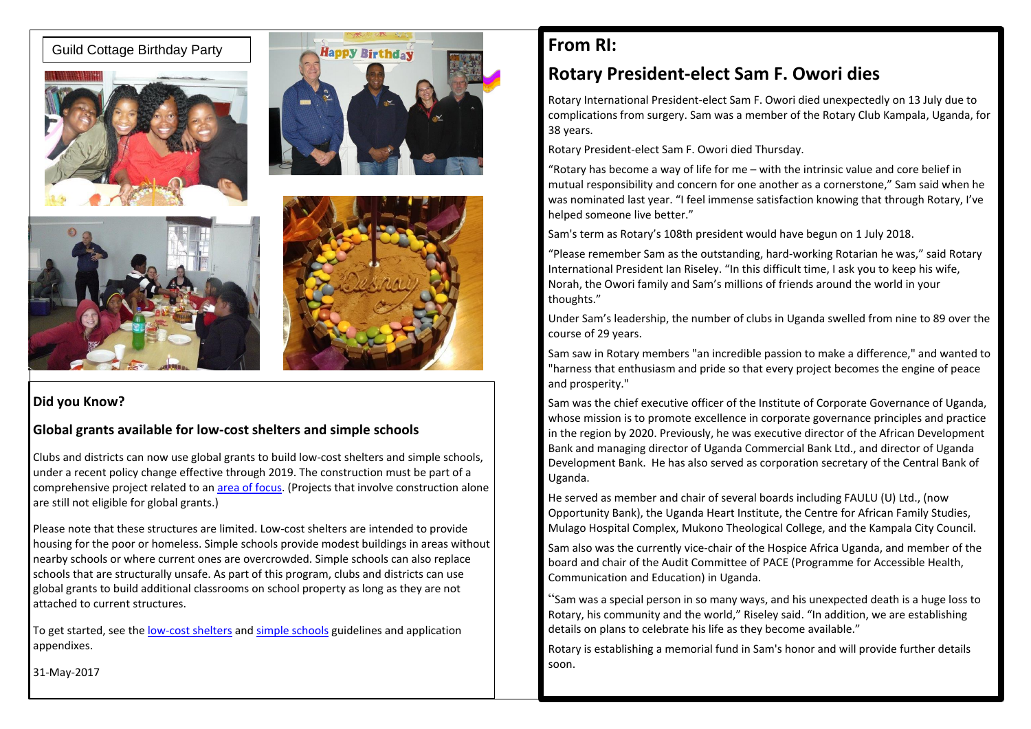Guild Cottage Birthday Party

## Did you Know?

### Global grants available for low-cost shelters and simple schools

Clubs and districts can now use global grants to build low-cost shelters and simple schools, under a recent policy change effective through 2019. The construction must be part of a comprehensive project related to an area of focus. (Projects that involve construction alone are still not eligible for global grants.)

Please note that these structures are limited. Low-cost shelters are intended to provide housing for the poor or homeless. Simple schools provide modest buildings in areas without nearby schools or where current ones are overcrowded. Simple schools can also replace schools that are structurally unsafe. As part of this program, clubs and districts can use global grants to build additional classrooms on school property as long as they are not attached to current structures.

To get started, see the low-cost shelters and simple schools guidelines and application appendixes.

31-May-2017

## From RI:

## Rotary President-elect Sam F. Owori dies

Rotary International President-elect Sam F. Owori died unexpectedly on 13 July due to complications from surgery. Sam was a member of the Rotary Club Kampala, Uganda, for 38 years.

Rotary President-elect Sam F. Owori died Thursday.

“Rotary has become a way of life for me – with the intrinsic value and core belief in mutual responsibility and concern for one another as a cornerstone,” Sam said when he was nominated last year. “I feel immense satisfaction knowing that through Rotary, I’ve helped someone live better.”

Sam's term as Rotary’s 108th president would have begun on 1 July 2018.

“Please remember Sam as the outstanding, hard-working Rotarian he was,” said Rotary International President Ian Riseley. “In this difficult time, I ask you to keep his wife, Norah, the Owori family and Sam’s millions of friends around the world in your thoughts.”

Under Sam’s leadership, the number of clubs in Uganda swelled from nine to 89 over the course of 29 years.

Sam saw in Rotary members "an incredible passion to make a difference," and wanted to "harness that enthusiasm and pride so that every project becomes the engine of peace and prosperity."

Sam was the chief executive officer of the Institute of Corporate Governance of Uganda, whose mission is to promote excellence in corporate governance principles and practice in the region by 2020. Previously, he was executive director of the African Development Bank and managing director of Uganda Commercial Bank Ltd., and director of Uganda Development Bank. He has also served as corporation secretary of the Central Bank of Uganda.

He served as member and chair of several boards including FAULU (U) Ltd., (now Opportunity Bank), the Uganda Heart Institute, the Centre for African Family Studies, Mulago Hospital Complex, Mukono Theological College, and the Kampala City Council.

Sam also was the currently vice-chair of the Hospice Africa Uganda, and member of the board and chair of the Audit Committee of PACE (Programme for Accessible Health, Communication and Education) in Uganda.

“Sam was a special person in so many ways, and his unexpected death is a huge loss to Rotary, his community and the world,” Riseley said. “In addition, we are establishing details on plans to celebrate his life as they become available.”

Rotary is establishing a memorial fund in Sam's honor and will provide further details soon.